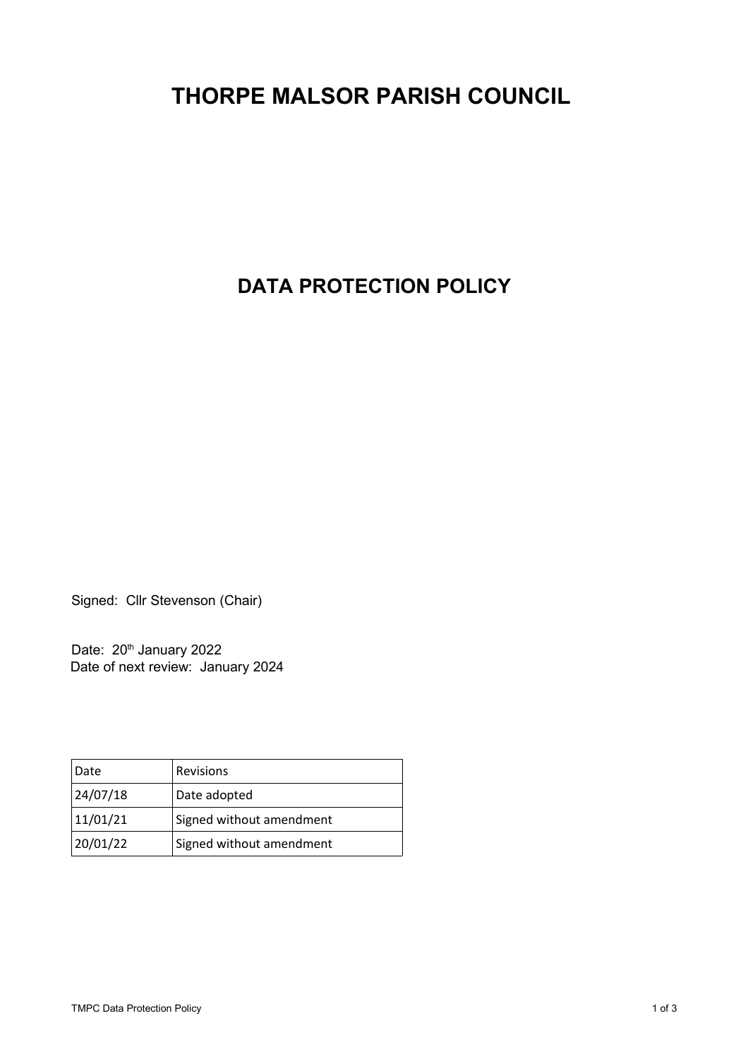# THORPE MALSOR PARISH COUNCIL

## DATA PROTECTION POLICY

Signed: Cllr Stevenson (Chair)

Date: 20th January 2022
Date of next review: January 2024

| Date | Revisions |
|---|---|
| 24/07/18 | Date adopted |
| 11/01/21 | Signed without amendment |
| 20/01/22 | Signed without amendment |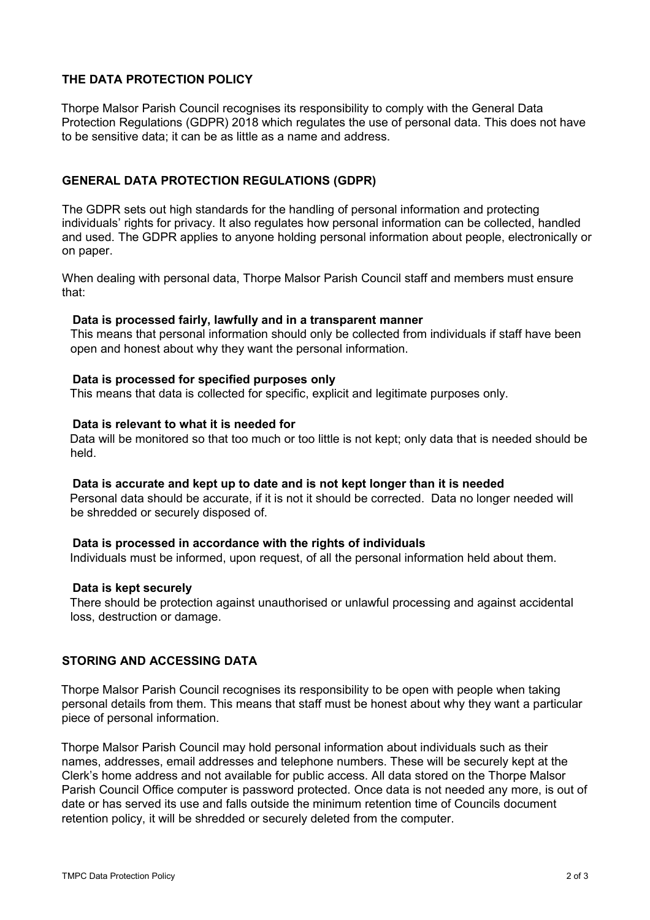## THE DATA PROTECTION POLICY

Thorpe Malsor Parish Council recognises its responsibility to comply with the General Data Protection Regulations (GDPR) 2018 which regulates the use of personal data. This does not have to be sensitive data; it can be as little as a name and address.

## GENERAL DATA PROTECTION REGULATIONS (GDPR)

The GDPR sets out high standards for the handling of personal information and protecting individuals' rights for privacy. It also regulates how personal information can be collected, handled and used. The GDPR applies to anyone holding personal information about people, electronically or on paper.

When dealing with personal data, Thorpe Malsor Parish Council staff and members must ensure that:

**Data is processed fairly, lawfully and in a transparent manner**
This means that personal information should only be collected from individuals if staff have been open and honest about why they want the personal information.

**Data is processed for specified purposes only**
This means that data is collected for specific, explicit and legitimate purposes only.

**Data is relevant to what it is needed for**
Data will be monitored so that too much or too little is not kept; only data that is needed should be held.

**Data is accurate and kept up to date and is not kept longer than it is needed**
Personal data should be accurate, if it is not it should be corrected. Data no longer needed will be shredded or securely disposed of.

**Data is processed in accordance with the rights of individuals**
Individuals must be informed, upon request, of all the personal information held about them.

**Data is kept securely**
There should be protection against unauthorised or unlawful processing and against accidental loss, destruction or damage.

## STORING AND ACCESSING DATA

Thorpe Malsor Parish Council recognises its responsibility to be open with people when taking personal details from them. This means that staff must be honest about why they want a particular piece of personal information.

Thorpe Malsor Parish Council may hold personal information about individuals such as their names, addresses, email addresses and telephone numbers. These will be securely kept at the Clerk's home address and not available for public access. All data stored on the Thorpe Malsor Parish Council Office computer is password protected. Once data is not needed any more, is out of date or has served its use and falls outside the minimum retention time of Councils document retention policy, it will be shredded or securely deleted from the computer.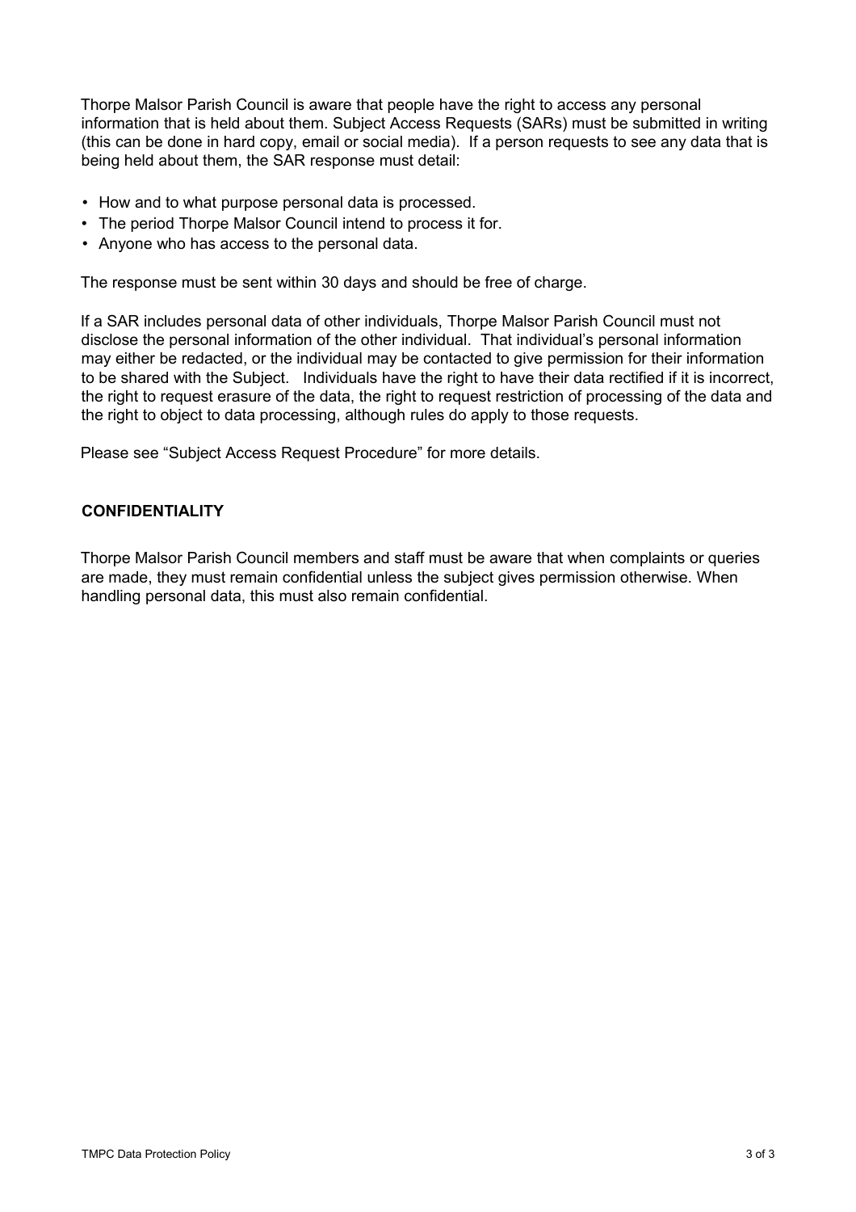Thorpe Malsor Parish Council is aware that people have the right to access any personal information that is held about them. Subject Access Requests (SARs) must be submitted in writing (this can be done in hard copy, email or social media). If a person requests to see any data that is being held about them, the SAR response must detail:

- How and to what purpose personal data is processed.
- The period Thorpe Malsor Council intend to process it for.
- Anyone who has access to the personal data.

The response must be sent within 30 days and should be free of charge.

If a SAR includes personal data of other individuals, Thorpe Malsor Parish Council must not disclose the personal information of the other individual. That individual's personal information may either be redacted, or the individual may be contacted to give permission for their information to be shared with the Subject. Individuals have the right to have their data rectified if it is incorrect, the right to request erasure of the data, the right to request restriction of processing of the data and the right to object to data processing, although rules do apply to those requests.

Please see "Subject Access Request Procedure" for more details.

**CONFIDENTIALITY**

Thorpe Malsor Parish Council members and staff must be aware that when complaints or queries are made, they must remain confidential unless the subject gives permission otherwise. When handling personal data, this must also remain confidential.